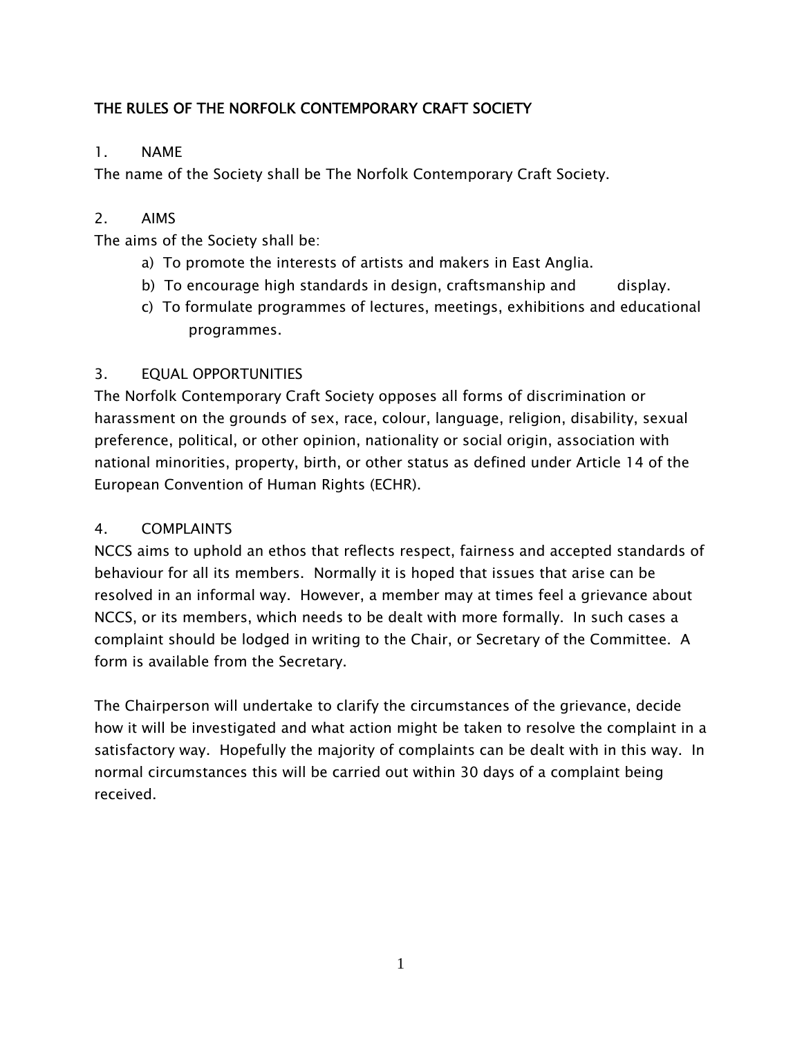# THE RULES OF THE NORFOLK CONTEMPORARY CRAFT SOCIETY

## 1. NAME

The name of the Society shall be The Norfolk Contemporary Craft Society.

## 2. AIMS

The aims of the Society shall be:

a) To promote the interests of artists and makers in East Anglia.

b) To encourage high standards in design, craftsmanship and display.

c) To formulate programmes of lectures, meetings, exhibitions and educational programmes.

## 3. EQUAL OPPORTUNITIES

The Norfolk Contemporary Craft Society opposes all forms of discrimination or harassment on the grounds of sex, race, colour, language, religion, disability, sexual preference, political, or other opinion, nationality or social origin, association with national minorities, property, birth, or other status as defined under Article 14 of the European Convention of Human Rights (ECHR).

## 4. COMPLAINTS

NCCS aims to uphold an ethos that reflects respect, fairness and accepted standards of behaviour for all its members. Normally it is hoped that issues that arise can be resolved in an informal way. However, a member may at times feel a grievance about NCCS, or its members, which needs to be dealt with more formally. In such cases a complaint should be lodged in writing to the Chair, or Secretary of the Committee. A form is available from the Secretary.

The Chairperson will undertake to clarify the circumstances of the grievance, decide how it will be investigated and what action might be taken to resolve the complaint in a satisfactory way. Hopefully the majority of complaints can be dealt with in this way. In normal circumstances this will be carried out within 30 days of a complaint being received.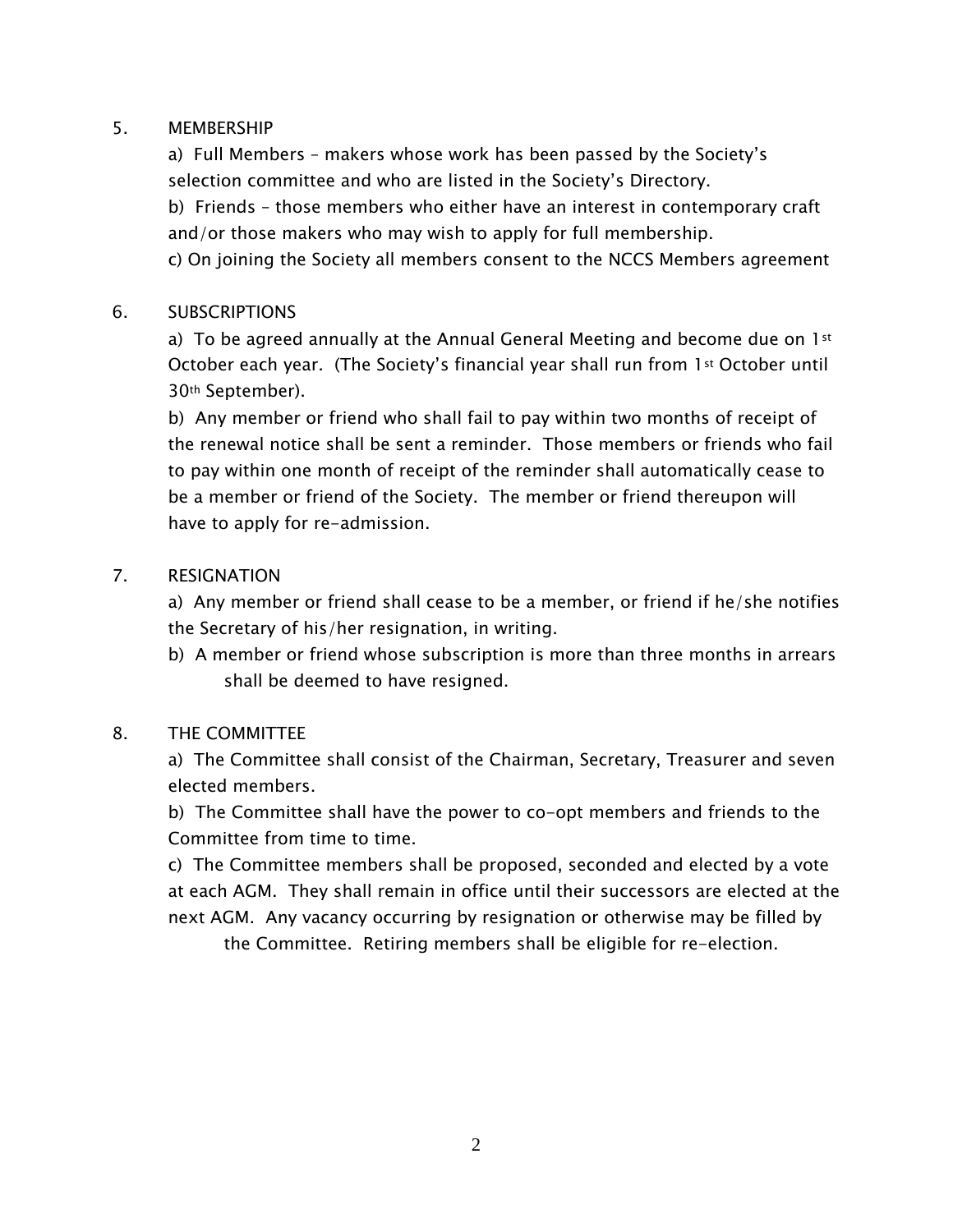5. MEMBERSHIP

a) Full Members – makers whose work has been passed by the Society's selection committee and who are listed in the Society's Directory.

b) Friends – those members who either have an interest in contemporary craft and/or those makers who may wish to apply for full membership.

c) On joining the Society all members consent to the NCCS Members agreement

6. SUBSCRIPTIONS

a) To be agreed annually at the Annual General Meeting and become due on 1st October each year. (The Society's financial year shall run from 1st October until 30th September).

b) Any member or friend who shall fail to pay within two months of receipt of the renewal notice shall be sent a reminder. Those members or friends who fail to pay within one month of receipt of the reminder shall automatically cease to be a member or friend of the Society. The member or friend thereupon will have to apply for re-admission.

7. RESIGNATION

a) Any member or friend shall cease to be a member, or friend if he/she notifies the Secretary of his/her resignation, in writing.

b) A member or friend whose subscription is more than three months in arrears shall be deemed to have resigned.

8. THE COMMITTEE

a) The Committee shall consist of the Chairman, Secretary, Treasurer and seven elected members.

b) The Committee shall have the power to co-opt members and friends to the Committee from time to time.

c) The Committee members shall be proposed, seconded and elected by a vote at each AGM. They shall remain in office until their successors are elected at the next AGM. Any vacancy occurring by resignation or otherwise may be filled by the Committee. Retiring members shall be eligible for re-election.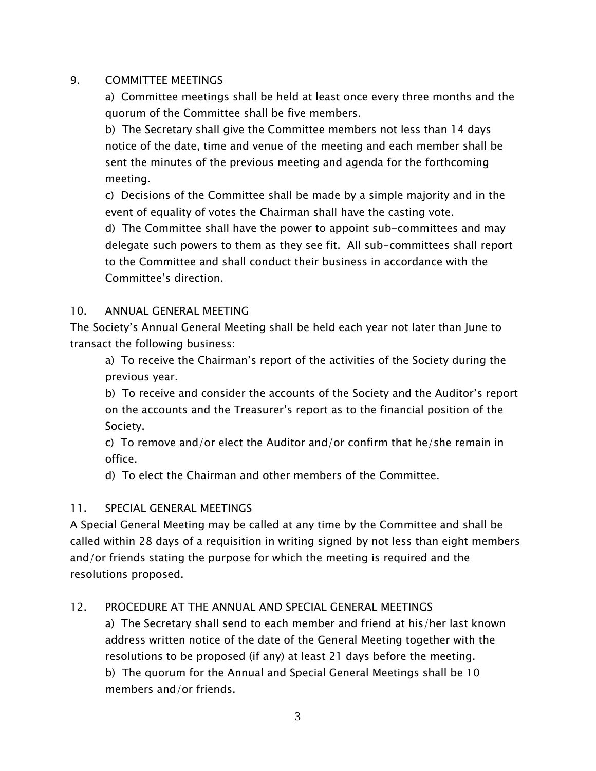## 9. COMMITTEE MEETINGS

a) Committee meetings shall be held at least once every three months and the quorum of the Committee shall be five members.

b) The Secretary shall give the Committee members not less than 14 days notice of the date, time and venue of the meeting and each member shall be sent the minutes of the previous meeting and agenda for the forthcoming meeting.

c) Decisions of the Committee shall be made by a simple majority and in the event of equality of votes the Chairman shall have the casting vote.

d) The Committee shall have the power to appoint sub-committees and may delegate such powers to them as they see fit. All sub-committees shall report to the Committee and shall conduct their business in accordance with the Committee's direction.

## 10. ANNUAL GENERAL MEETING

The Society's Annual General Meeting shall be held each year not later than June to transact the following business:

a) To receive the Chairman's report of the activities of the Society during the previous year.

b) To receive and consider the accounts of the Society and the Auditor's report on the accounts and the Treasurer's report as to the financial position of the Society.

c) To remove and/or elect the Auditor and/or confirm that he/she remain in office.

d) To elect the Chairman and other members of the Committee.

## 11. SPECIAL GENERAL MEETINGS

A Special General Meeting may be called at any time by the Committee and shall be called within 28 days of a requisition in writing signed by not less than eight members and/or friends stating the purpose for which the meeting is required and the resolutions proposed.

## 12. PROCEDURE AT THE ANNUAL AND SPECIAL GENERAL MEETINGS

a) The Secretary shall send to each member and friend at his/her last known address written notice of the date of the General Meeting together with the resolutions to be proposed (if any) at least 21 days before the meeting.

b) The quorum for the Annual and Special General Meetings shall be 10 members and/or friends.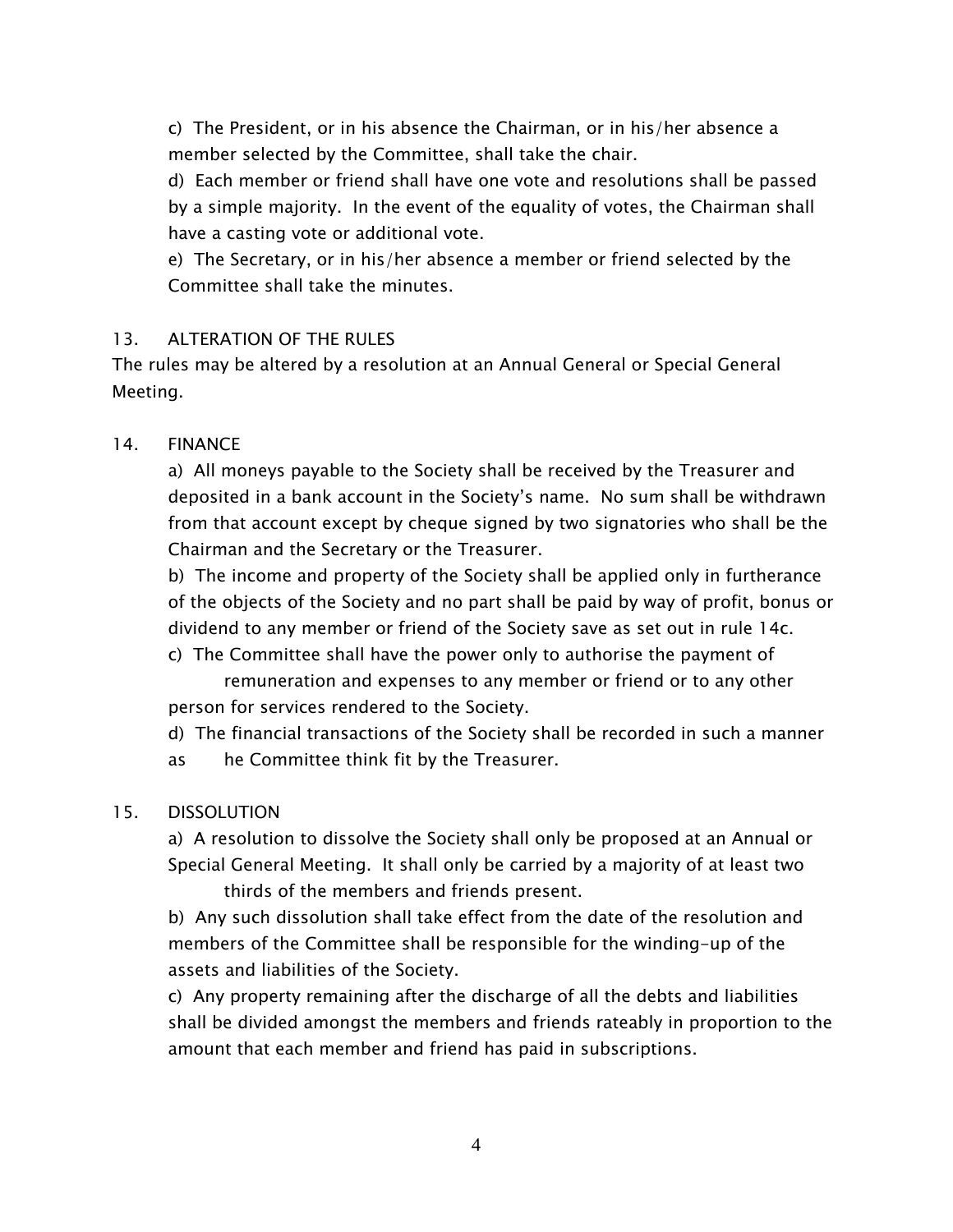c) The President, or in his absence the Chairman, or in his/her absence a member selected by the Committee, shall take the chair.

d) Each member or friend shall have one vote and resolutions shall be passed by a simple majority. In the event of the equality of votes, the Chairman shall have a casting vote or additional vote.

e) The Secretary, or in his/her absence a member or friend selected by the Committee shall take the minutes.

13. ALTERATION OF THE RULES

The rules may be altered by a resolution at an Annual General or Special General Meeting.

14. FINANCE

a) All moneys payable to the Society shall be received by the Treasurer and deposited in a bank account in the Society's name. No sum shall be withdrawn from that account except by cheque signed by two signatories who shall be the Chairman and the Secretary or the Treasurer.

b) The income and property of the Society shall be applied only in furtherance of the objects of the Society and no part shall be paid by way of profit, bonus or dividend to any member or friend of the Society save as set out in rule 14c.

c) The Committee shall have the power only to authorise the payment of remuneration and expenses to any member or friend or to any other person for services rendered to the Society.

d) The financial transactions of the Society shall be recorded in such a manner as he Committee think fit by the Treasurer.

15. DISSOLUTION

a) A resolution to dissolve the Society shall only be proposed at an Annual or Special General Meeting. It shall only be carried by a majority of at least two thirds of the members and friends present.

b) Any such dissolution shall take effect from the date of the resolution and members of the Committee shall be responsible for the winding-up of the assets and liabilities of the Society.

c) Any property remaining after the discharge of all the debts and liabilities shall be divided amongst the members and friends rateably in proportion to the amount that each member and friend has paid in subscriptions.